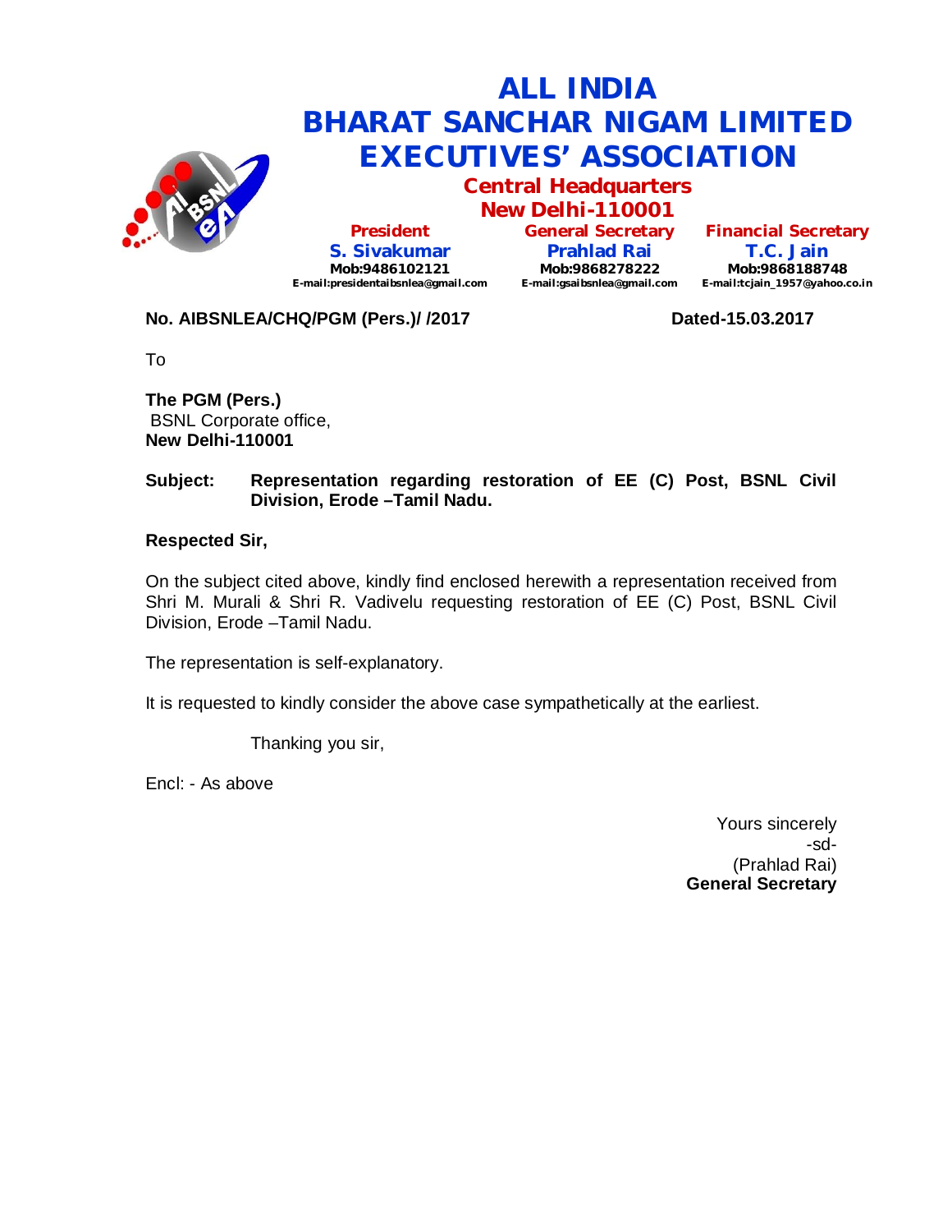# ALL INDIA BHARAT SANCHAR NIGAM LIMITED EXECUTIVES' ASSOCIATION

## Central Headquarters
## New Delhi-110001

| President | General Secretary | Financial Secretary |
|---|---|---|
| **S. Sivakumar** | **Prahlad Rai** | **T.C. Jain** |
| Mob:9486102121 | Mob:9868278222 | Mob:9868188748 |
| E-mail:presidentaibsnlea@gmail.com | E-mail:gsaibsnlea@gmail.com | E-mail:tcjain_1957@yahoo.co.in |

**No. AIBSNLEA/CHQ/PGM (Pers.)/ /2017** **Dated-15.03.2017**

To

**The PGM (Pers.)**
BSNL Corporate office,
**New Delhi-110001**

**Subject: Representation regarding restoration of EE (C) Post, BSNL Civil Division, Erode –Tamil Nadu.**

**Respected Sir,**

On the subject cited above, kindly find enclosed herewith a representation received from Shri M. Murali & Shri R. Vadivelu requesting restoration of EE (C) Post, BSNL Civil Division, Erode –Tamil Nadu.

The representation is self-explanatory.

It is requested to kindly consider the above case sympathetically at the earliest.

Thanking you sir,

Encl: - As above

Yours sincerely
-sd-
(Prahlad Rai)
**General Secretary**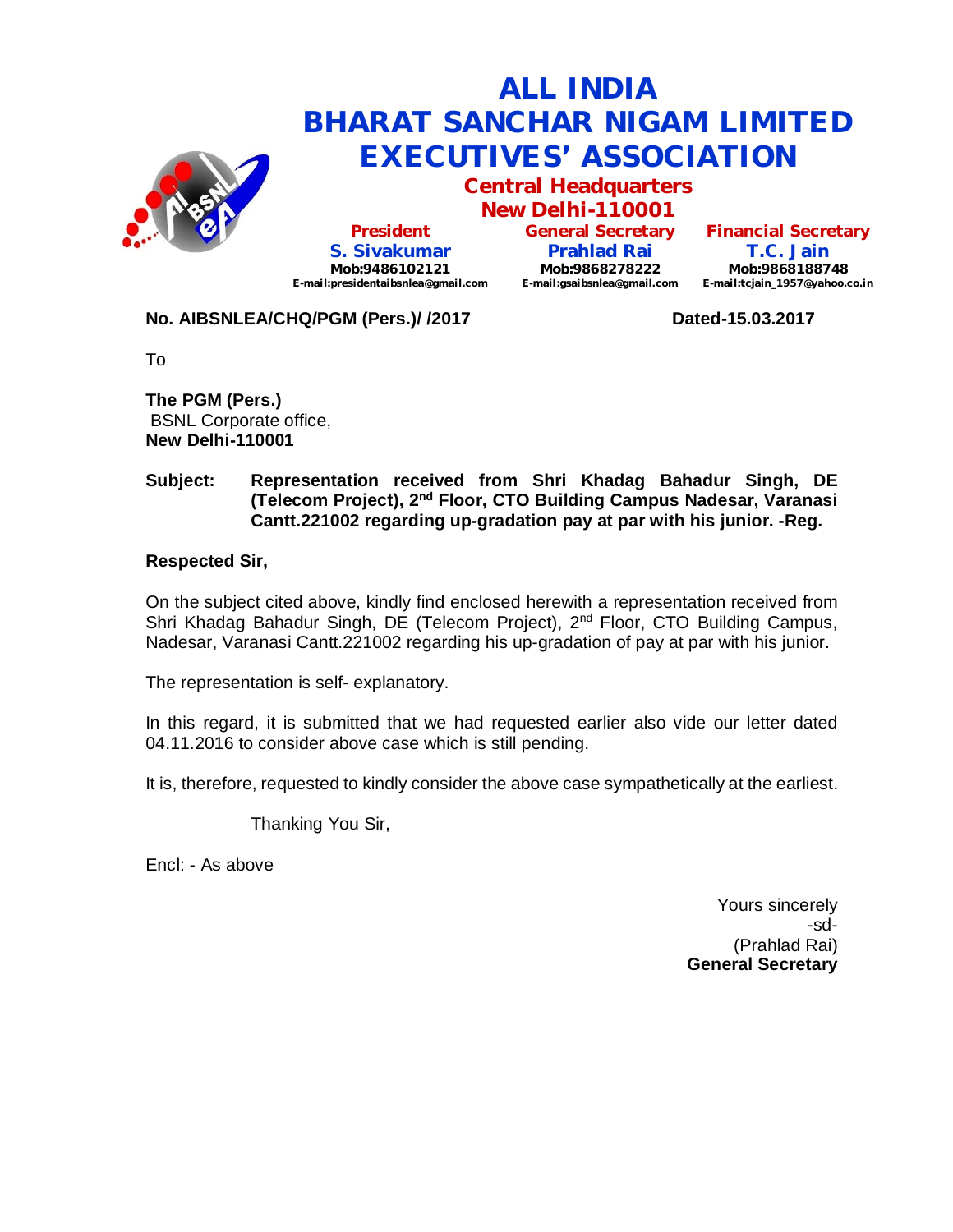# ALL INDIA BHARAT SANCHAR NIGAM LIMITED EXECUTIVES' ASSOCIATION

## Central Headquarters
## New Delhi-110001

| President | General Secretary | Financial Secretary |
|---|---|---|
| **S. Sivakumar** | **Prahlad Rai** | **T.C. Jain** |
| Mob:9486102121 | Mob:9868278222 | Mob:9868188748 |
| E-mail:presidentaibsnlea@gmail.com | E-mail:gsaibsnlea@gmail.com | E-mail:tcjain_1957@yahoo.co.in |

**No. AIBSNLEA/CHQ/PGM (Pers.)/ /2017** **Dated-15.03.2017**

To

**The PGM (Pers.)**
BSNL Corporate office,
**New Delhi-110001**

**Subject: Representation received from Shri Khadag Bahadur Singh, DE (Telecom Project), 2nd Floor, CTO Building Campus Nadesar, Varanasi Cantt.221002 regarding up-gradation pay at par with his junior. -Reg.**

**Respected Sir,**

On the subject cited above, kindly find enclosed herewith a representation received from Shri Khadag Bahadur Singh, DE (Telecom Project), 2nd Floor, CTO Building Campus, Nadesar, Varanasi Cantt.221002 regarding his up-gradation of pay at par with his junior.

The representation is self- explanatory.

In this regard, it is submitted that we had requested earlier also vide our letter dated 04.11.2016 to consider above case which is still pending.

It is, therefore, requested to kindly consider the above case sympathetically at the earliest.

Thanking You Sir,

Encl: - As above

Yours sincerely
-sd-
(Prahlad Rai)
**General Secretary**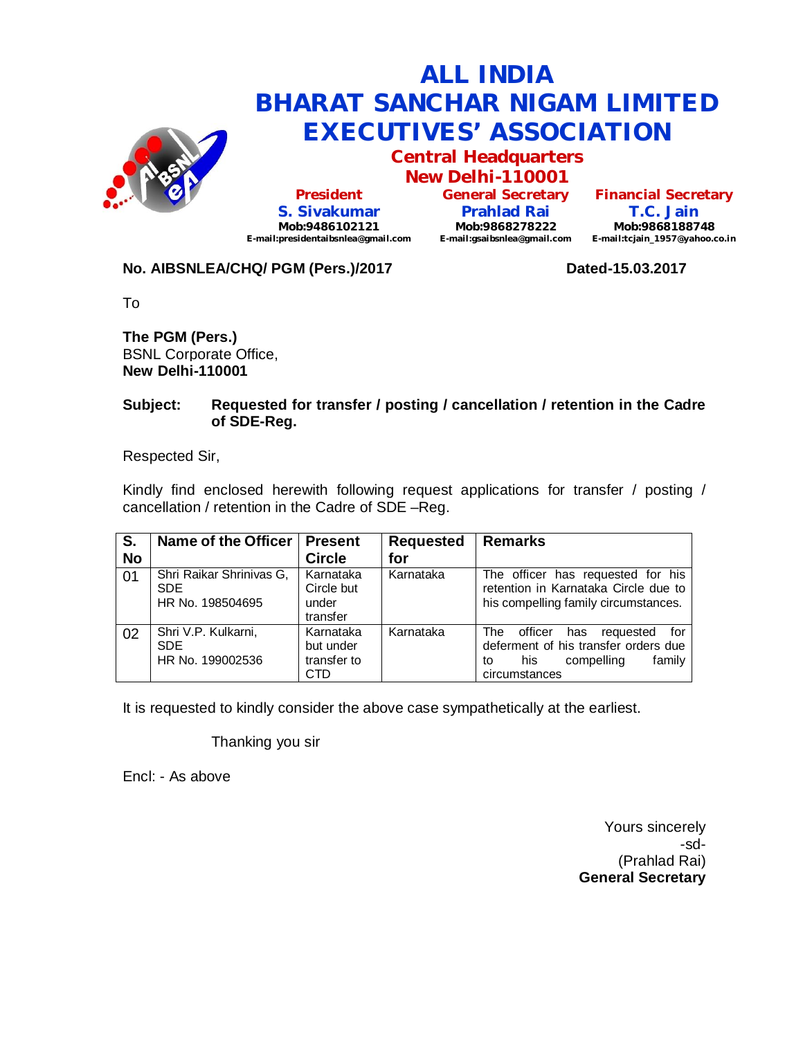# ALL INDIA BHARAT SANCHAR NIGAM LIMITED EXECUTIVES' ASSOCIATION

## Central Headquarters
## New Delhi-110001

| President | General Secretary | Financial Secretary |
|---|---|---|
| **S. Sivakumar** | **Prahlad Rai** | **T.C. Jain** |
| Mob:9486102121 | Mob:9868278222 | Mob:9868188748 |
| E-mail:presidentaibsnlea@gmail.com | E-mail:gsaibsnlea@gmail.com | E-mail:tcjain_1957@yahoo.co.in |

**No. AIBSNLEA/CHQ/ PGM (Pers.)/2017** **Dated-15.03.2017**

To

**The PGM (Pers.)**
BSNL Corporate Office,
**New Delhi-110001**

**Subject: Requested for transfer / posting / cancellation / retention in the Cadre of SDE-Reg.**

Respected Sir,

Kindly find enclosed herewith following request applications for transfer / posting / cancellation / retention in the Cadre of SDE –Reg.

| S. No | Name of the Officer | Present Circle | Requested for | Remarks |
|---|---|---|---|---|
| 01 | Shri Raikar Shrinivas G, SDE HR No. 198504695 | Karnataka Circle but under transfer | Karnataka | The officer has requested for his retention in Karnataka Circle due to his compelling family circumstances. |
| 02 | Shri V.P. Kulkarni, SDE HR No. 199002536 | Karnataka but under transfer to CTD | Karnataka | The officer has requested for deferment of his transfer orders due to his compelling family circumstances |

It is requested to kindly consider the above case sympathetically at the earliest.

Thanking you sir

Encl: - As above

Yours sincerely
-sd-
(Prahlad Rai)
**General Secretary**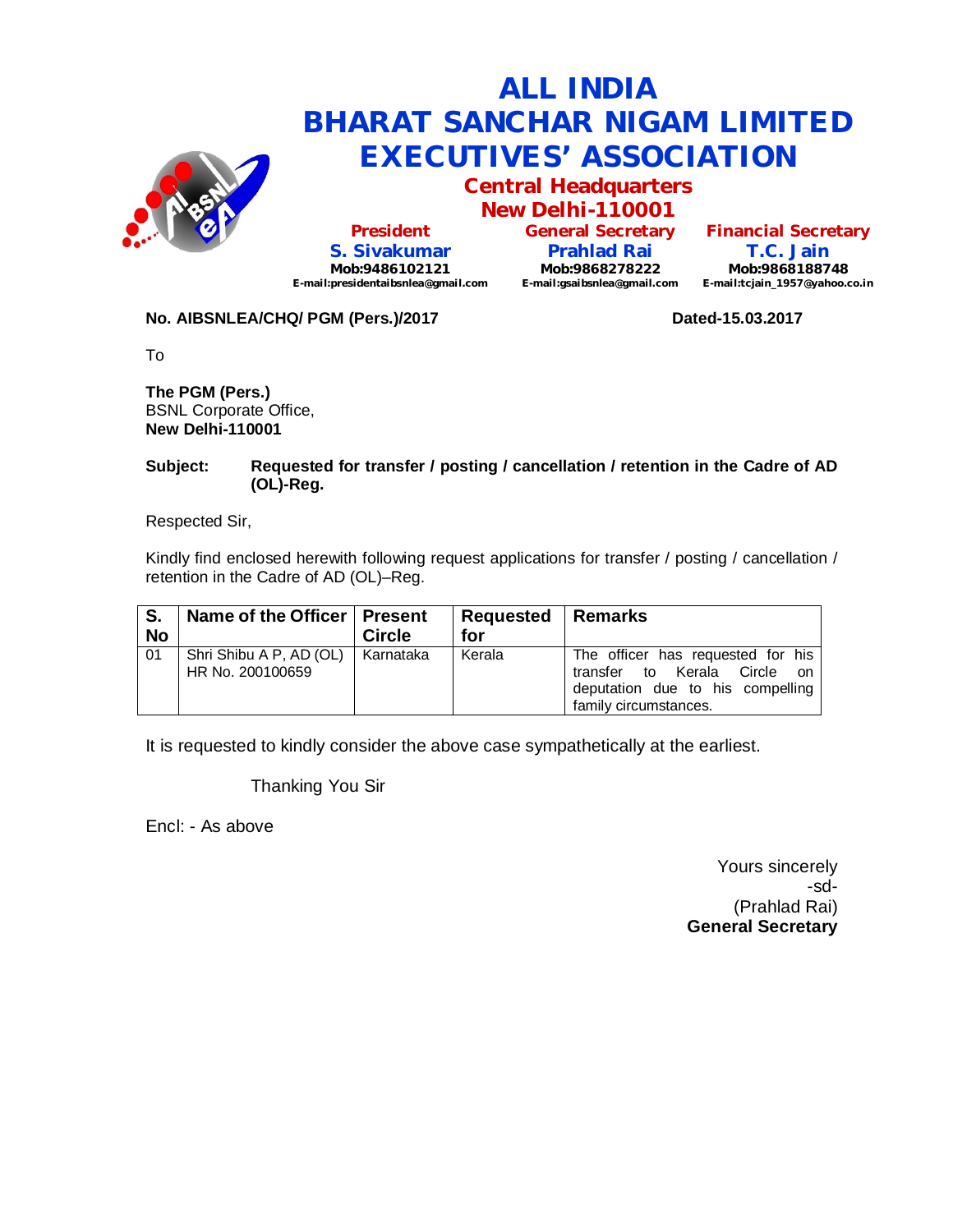# ALL INDIA BHARAT SANCHAR NIGAM LIMITED EXECUTIVES' ASSOCIATION

## Central Headquarters New Delhi-110001

| President | General Secretary | Financial Secretary |
|---|---|---|
| S. Sivakumar | Prahlad Rai | T.C. Jain |
| Mob:9486102121 | Mob:9868278222 | Mob:9868188748 |
| E-mail:presidentaibsnlea@gmail.com | E-mail:gsaibsnlea@gmail.com | E-mail:tcjain_1957@yahoo.co.in |

**No. AIBSNLEA/CHQ/ PGM (Pers.)/2017** **Dated-15.03.2017**

To

**The PGM (Pers.)**
BSNL Corporate Office,
**New Delhi-110001**

**Subject: Requested for transfer / posting / cancellation / retention in the Cadre of AD (OL)-Reg.**

Respected Sir,

Kindly find enclosed herewith following request applications for transfer / posting / cancellation / retention in the Cadre of AD (OL)–Reg.

| S. No | Name of the Officer | Present Circle | Requested for | Remarks |
|---|---|---|---|---|
| 01 | Shri Shibu A P, AD (OL) HR No. 200100659 | Karnataka | Kerala | The officer has requested for his transfer to Kerala Circle on deputation due to his compelling family circumstances. |

It is requested to kindly consider the above case sympathetically at the earliest.

Thanking You Sir

Encl: - As above

Yours sincerely
-sd-
(Prahlad Rai)
**General Secretary**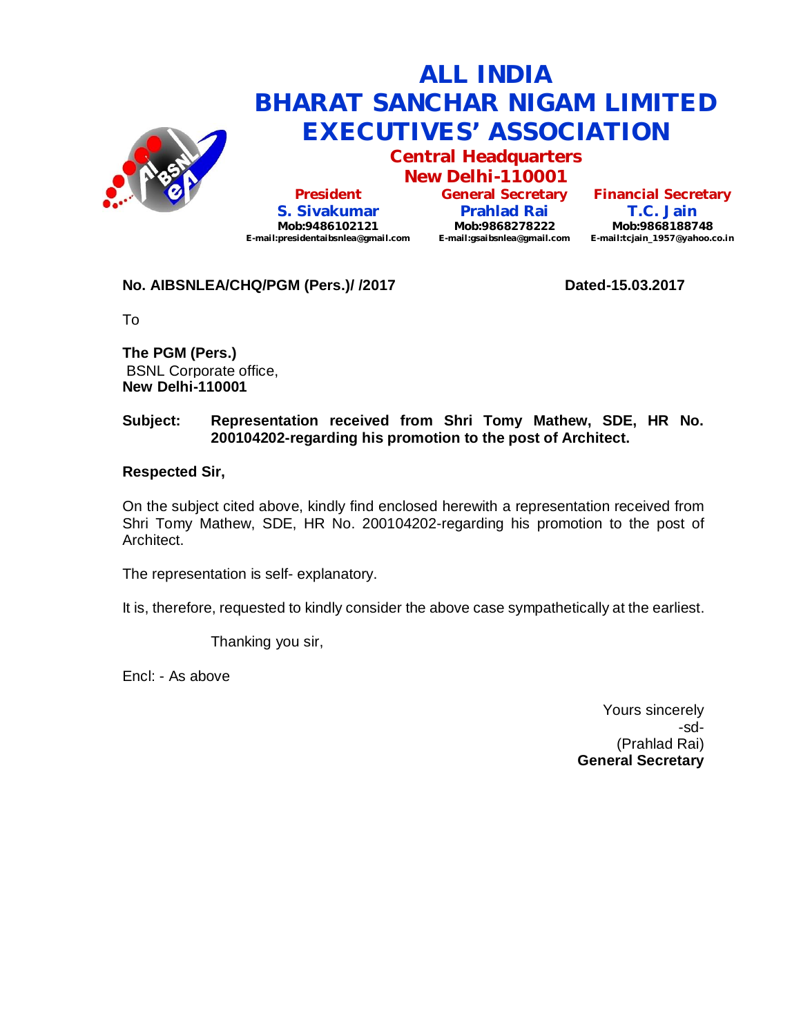# ALL INDIA BHARAT SANCHAR NIGAM LIMITED EXECUTIVES' ASSOCIATION

## Central Headquarters
## New Delhi-110001

| President | General Secretary | Financial Secretary |
|---|---|---|
| **S. Sivakumar** | **Prahlad Rai** | **T.C. Jain** |
| Mob:9486102121 | Mob:9868278222 | Mob:9868188748 |
| E-mail:presidentaibsnlea@gmail.com | E-mail:gsaibsnlea@gmail.com | E-mail:tcjain_1957@yahoo.co.in |

**No. AIBSNLEA/CHQ/PGM (Pers.)/ /2017** **Dated-15.03.2017**

To

**The PGM (Pers.)**
BSNL Corporate office,
**New Delhi-110001**

**Subject: Representation received from Shri Tomy Mathew, SDE, HR No. 200104202-regarding his promotion to the post of Architect.**

**Respected Sir,**

On the subject cited above, kindly find enclosed herewith a representation received from Shri Tomy Mathew, SDE, HR No. 200104202-regarding his promotion to the post of Architect.

The representation is self- explanatory.

It is, therefore, requested to kindly consider the above case sympathetically at the earliest.

Thanking you sir,

Encl: - As above

Yours sincerely
-sd-
(Prahlad Rai)
**General Secretary**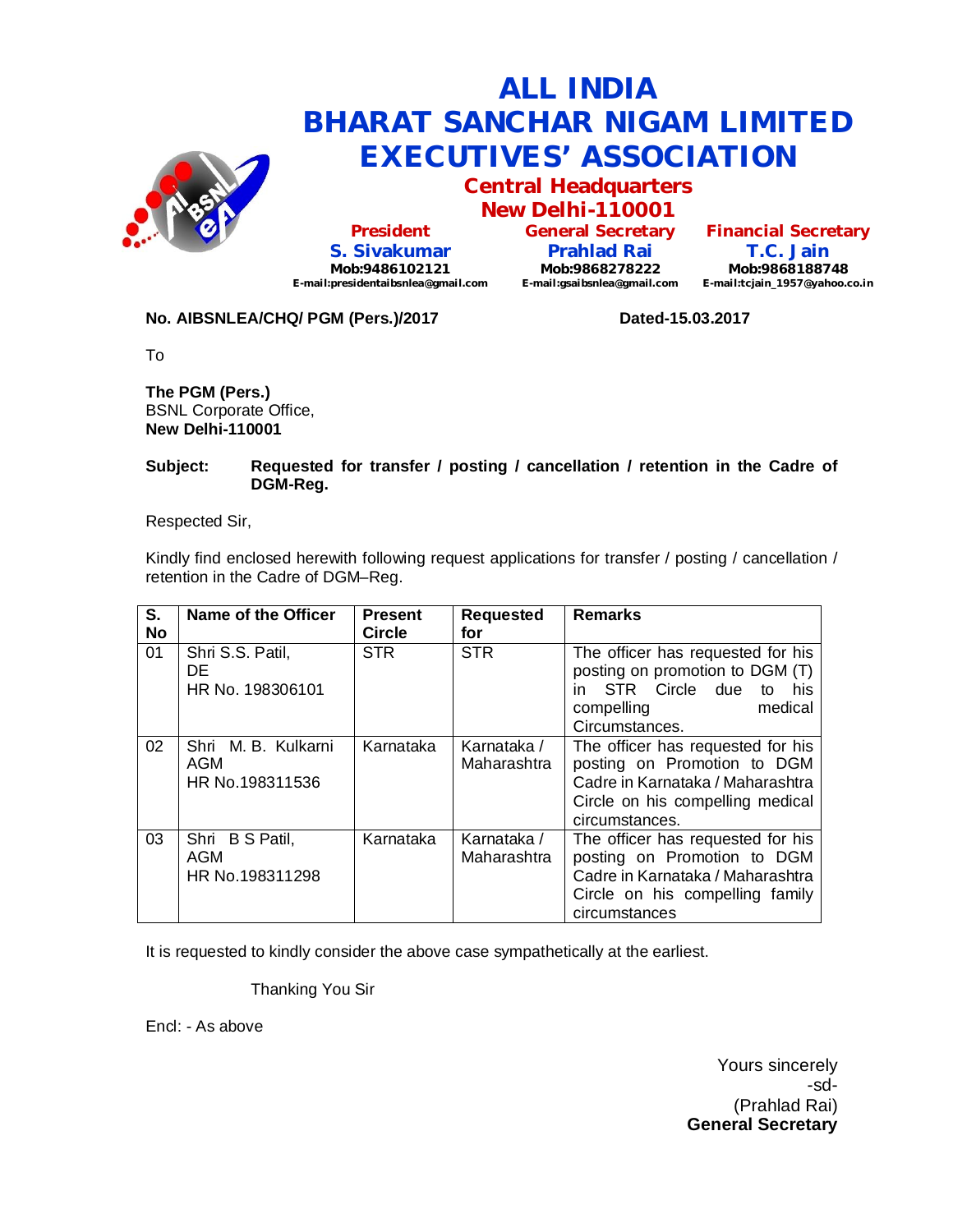# ALL INDIA
# BHARAT SANCHAR NIGAM LIMITED
# EXECUTIVES' ASSOCIATION

## Central Headquarters
## New Delhi-110001

| President | General Secretary | Financial Secretary |
|---|---|---|
| S. Sivakumar | Prahlad Rai | T.C. Jain |
| Mob:9486102121 | Mob:9868278222 | Mob:9868188748 |
| E-mail:presidentaibsnlea@gmail.com | E-mail:gsaibsnlea@gmail.com | E-mail:tcjain_1957@yahoo.co.in |

**No. AIBSNLEA/CHQ/ PGM (Pers.)/2017** **Dated-15.03.2017**

To

**The PGM (Pers.)**
BSNL Corporate Office,
**New Delhi-110001**

**Subject: Requested for transfer / posting / cancellation / retention in the Cadre of DGM-Reg.**

Respected Sir,

Kindly find enclosed herewith following request applications for transfer / posting / cancellation / retention in the Cadre of DGM–Reg.

| S. No | Name of the Officer | Present Circle | Requested for | Remarks |
|---|---|---|---|---|
| 01 | Shri S.S. Patil, DE HR No. 198306101 | STR | STR | The officer has requested for his posting on promotion to DGM (T) in STR Circle due to his compelling medical Circumstances. |
| 02 | Shri M. B. Kulkarni AGM HR No.198311536 | Karnataka | Karnataka / Maharashtra | The officer has requested for his posting on Promotion to DGM Cadre in Karnataka / Maharashtra Circle on his compelling medical circumstances. |
| 03 | Shri B S Patil, AGM HR No.198311298 | Karnataka | Karnataka / Maharashtra | The officer has requested for his posting on Promotion to DGM Cadre in Karnataka / Maharashtra Circle on his compelling family circumstances |

It is requested to kindly consider the above case sympathetically at the earliest.

Thanking You Sir

Encl: - As above

Yours sincerely
-sd-
(Prahlad Rai)
**General Secretary**